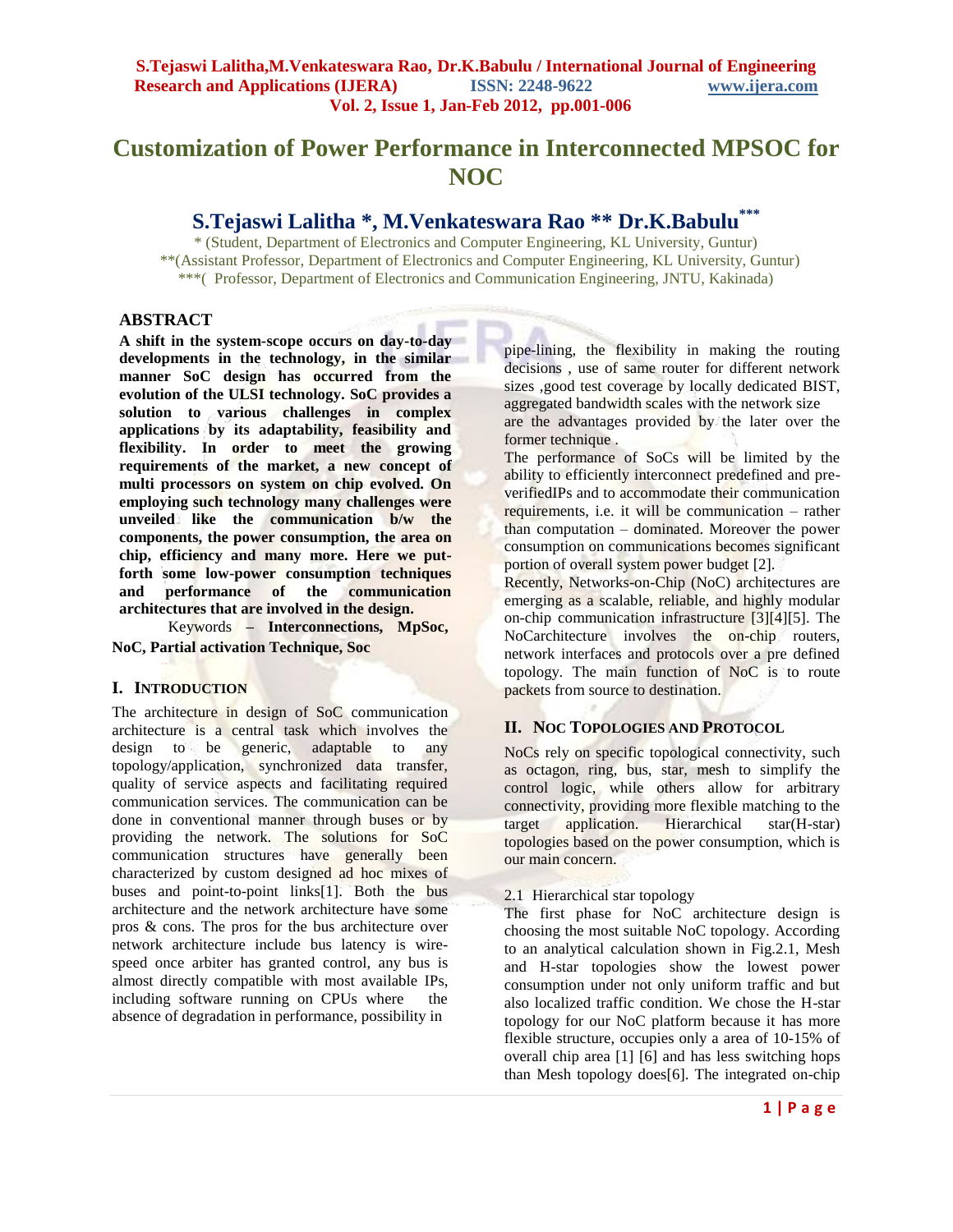# Customization of Power Performance in Interconnected MPSOC for NOC

## S.Tejaswi Lalitha *, M.Venkateswara Rao ** Dr.K.Babulu***

\* (Student, Department of Electronics and Computer Engineering, KL University, Guntur)
**(Assistant Professor, Department of Electronics and Computer Engineering, KL University, Guntur)
***( Professor, Department of Electronics and Communication Engineering, JNTU, Kakinada)

## ABSTRACT

**A shift in the system-scope occurs on day-to-day developments in the technology, in the similar manner SoC design has occurred from the evolution of the ULSI technology. SoC provides a solution to various challenges in complex applications by its adaptability, feasibility and flexibility. In order to meet the growing requirements of the market, a new concept of multi processors on system on chip evolved. On employing such technology many challenges were unveiled like the communication b/w the components, the power consumption, the area on chip, efficiency and many more. Here we put-forth some low-power consumption techniques and performance of the communication architectures that are involved in the design.**

Keywords **– Interconnections, MpSoc, NoC, Partial activation Technique, Soc**

## I. INTRODUCTION

The architecture in design of SoC communication architecture is a central task which involves the design to be generic, adaptable to any topology/application, synchronized data transfer, quality of service aspects and facilitating required communication services. The communication can be done in conventional manner through buses or by providing the network. The solutions for SoC communication structures have generally been characterized by custom designed ad hoc mixes of buses and point-to-point links[1]. Both the bus architecture and the network architecture have some pros & cons. The pros for the bus architecture over network architecture include bus latency is wire-speed once arbiter has granted control, any bus is almost directly compatible with most available IPs, including software running on CPUs where the absence of degradation in performance, possibility in pipe-lining, the flexibility in making the routing decisions , use of same router for different network sizes ,good test coverage by locally dedicated BIST, aggregated bandwidth scales with the network size are the advantages provided by the later over the former technique .

The performance of SoCs will be limited by the ability to efficiently interconnect predefined and pre-verifiedIPs and to accommodate their communication requirements, i.e. it will be communication – rather than computation – dominated. Moreover the power consumption on communications becomes significant portion of overall system power budget [2].

Recently, Networks-on-Chip (NoC) architectures are emerging as a scalable, reliable, and highly modular on-chip communication infrastructure [3][4][5]. The NocArchitecture involves the on-chip routers, network interfaces and protocols over a pre defined topology. The main function of NoC is to route packets from source to destination.

## II. NOC TOPOLOGIES AND PROTOCOL

NoCs rely on specific topological connectivity, such as octagon, ring, bus, star, mesh to simplify the control logic, while others allow for arbitrary connectivity, providing more flexible matching to the target application. Hierarchical star(H-star) topologies based on the power consumption, which is our main concern.

### 2.1 Hierarchical star topology

The first phase for NoC architecture design is choosing the most suitable NoC topology. According to an analytical calculation shown in Fig.2.1, Mesh and H-star topologies show the lowest power consumption under not only uniform traffic and but also localized traffic condition. We chose the H-star topology for our NoC platform because it has more flexible structure, occupies only a area of 10-15% of overall chip area [1] [6] and has less switching hops than Mesh topology does[6]. The integrated on-chip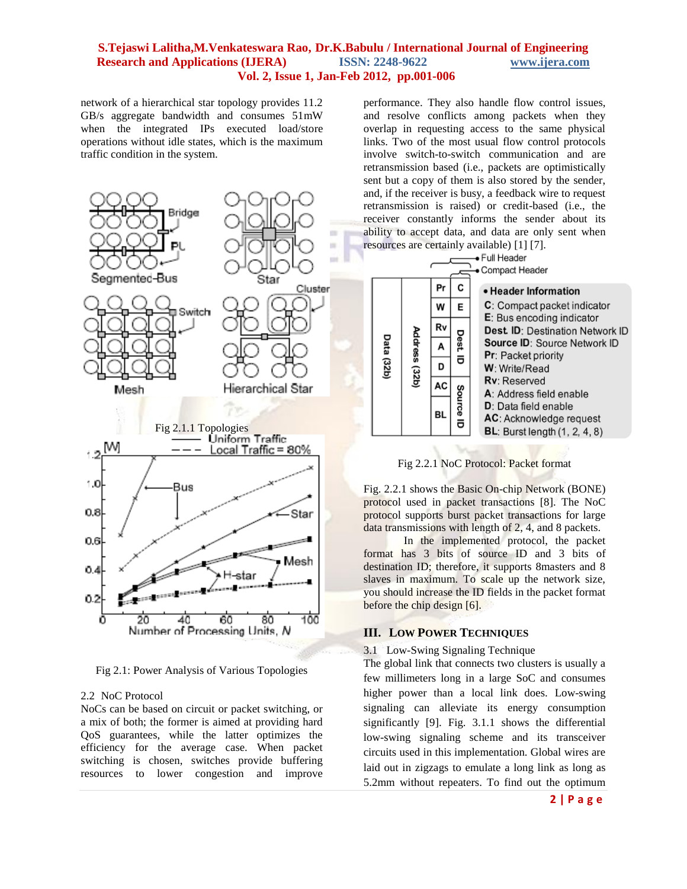network of a hierarchical star topology provides 11.2 GB/s aggregate bandwidth and consumes 51mW when the integrated IPs executed load/store operations without idle states, which is the maximum traffic condition in the system.

Fig 2.1.1 Topologies

Fig 2.1: Power Analysis of Various Topologies

2.2 NoC Protocol

NoCs can be based on circuit or packet switching, or a mix of both; the former is aimed at providing hard QoS guarantees, while the latter optimizes the efficiency for the average case. When packet switching is chosen, switches provide buffering resources to lower congestion and improve performance. They also handle flow control issues, and resolve conflicts among packets when they overlap in requesting access to the same physical links. Two of the most usual flow control protocols involve switch-to-switch communication and are retransmission based (i.e., packets are optimistically sent but a copy of them is also stored by the sender, and, if the receiver is busy, a feedback wire to request retransmission is raised) or credit-based (i.e., the receiver constantly informs the sender about its ability to accept data, and data are only sent when resources are certainly available) [1] [7].

Fig 2.2.1 NoC Protocol: Packet format

Fig. 2.2.1 shows the Basic On-chip Network (BONE) protocol used in packet transactions [8]. The NoC protocol supports burst packet transactions for large data transmissions with length of 2, 4, and 8 packets.

In the implemented protocol, the packet format has 3 bits of source ID and 3 bits of destination ID; therefore, it supports 8masters and 8 slaves in maximum. To scale up the network size, you should increase the ID fields in the packet format before the chip design [6].

## III. Low Power Techniques

3.1 Low-Swing Signaling Technique

The global link that connects two clusters is usually a few millimeters long in a large SoC and consumes higher power than a local link does. Low-swing signaling can alleviate its energy consumption significantly [9]. Fig. 3.1.1 shows the differential low-swing signaling scheme and its transceiver circuits used in this implementation. Global wires are laid out in zigzags to emulate a long link as long as 5.2mm without repeaters. To find out the optimum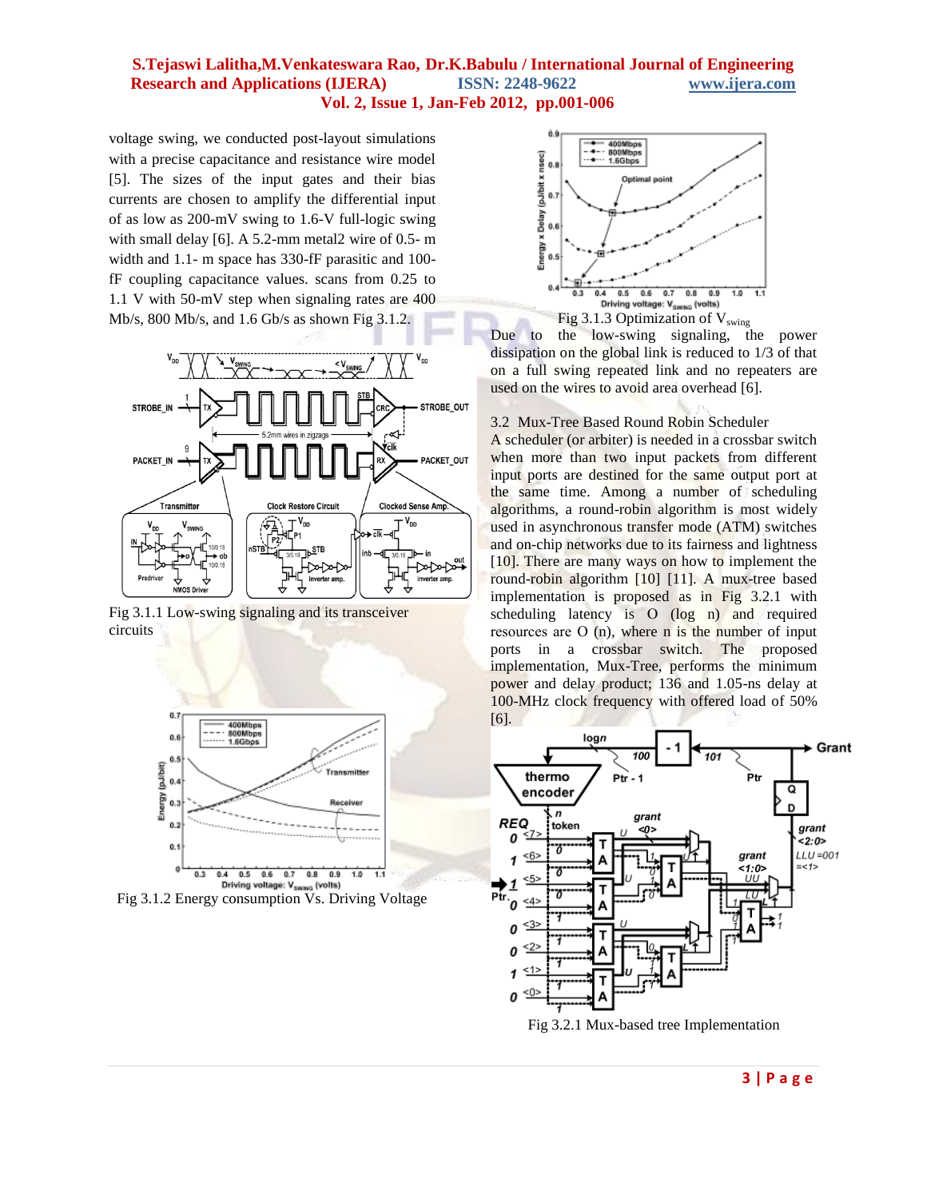voltage swing, we conducted post-layout simulations with a precise capacitance and resistance wire model [5]. The sizes of the input gates and their bias currents are chosen to amplify the differential input of as low as 200-mV swing to 1.6-V full-logic swing with small delay [6]. A 5.2-mm metal2 wire of 0.5- m width and 1.1- m space has 330-fF parasitic and 100-fF coupling capacitance values. scans from 0.25 to 1.1 V with 50-mV step when signaling rates are 400 Mb/s, 800 Mb/s, and 1.6 Gb/s as shown Fig 3.1.2.

Fig 3.1.1 Low-swing signaling and its transceiver circuits

Fig 3.1.2 Energy consumption Vs. Driving Voltage

Fig 3.1.3 Optimization of $V_{swing}$

Due to the low-swing signaling, the power dissipation on the global link is reduced to 1/3 of that on a full swing repeated link and no repeaters are used on the wires to avoid area overhead [6].

### 3.2 Mux-Tree Based Round Robin Scheduler

A scheduler (or arbiter) is needed in a crossbar switch when more than two input packets from different input ports are destined for the same output port at the same time. Among a number of scheduling algorithms, a round-robin algorithm is most widely used in asynchronous transfer mode (ATM) switches and on-chip networks due to its fairness and lightness [10]. There are many ways on how to implement the round-robin algorithm [10] [11]. A mux-tree based implementation is proposed as in Fig 3.2.1 with scheduling latency is O (log n) and required resources are O (n), where n is the number of input ports in a crossbar switch. The proposed implementation, Mux-Tree, performs the minimum power and delay product; 136 and 1.05-ns delay at 100-MHz clock frequency with offered load of 50% [6].

Fig 3.2.1 Mux-based tree Implementation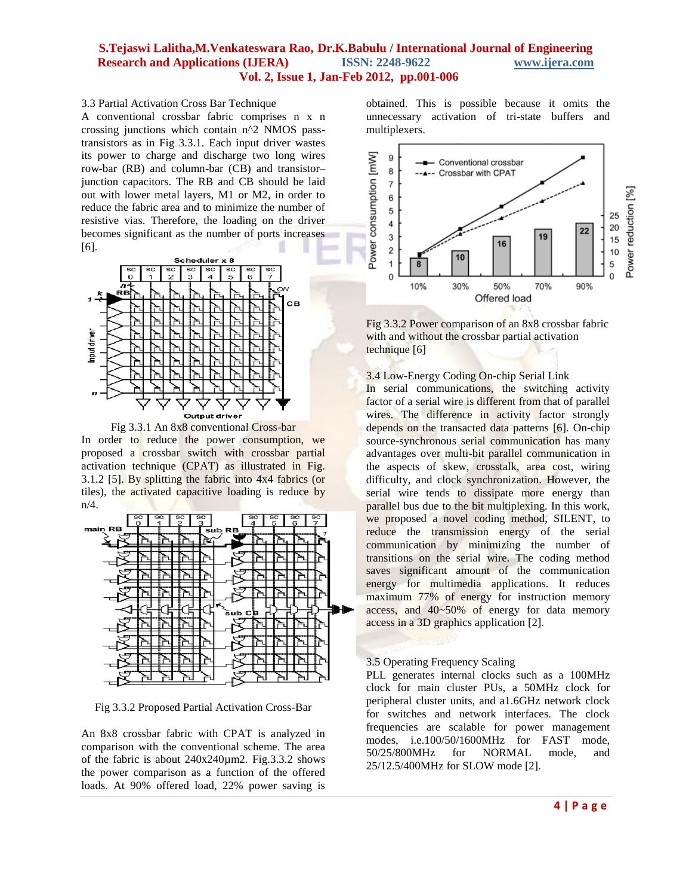### 3.3 Partial Activation Cross Bar Technique

A conventional crossbar fabric comprises n x n crossing junctions which contain n^2 NMOS pass-transistors as in Fig 3.3.1. Each input driver wastes its power to charge and discharge two long wires row-bar (RB) and column-bar (CB) and transistor–junction capacitors. The RB and CB should be laid out with lower metal layers, M1 or M2, in order to reduce the fabric area and to minimize the number of resistive vias. Therefore, the loading on the driver becomes significant as the number of ports increases [6].

Fig 3.3.1 An 8x8 conventional Cross-bar

In order to reduce the power consumption, we proposed a crossbar switch with crossbar partial activation technique (CPAT) as illustrated in Fig. 3.1.2 [5]. By splitting the fabric into 4x4 fabrics (or tiles), the activated capacitive loading is reduce by n/4.

Fig 3.3.2 Proposed Partial Activation Cross-Bar

An 8x8 crossbar fabric with CPAT is analyzed in comparison with the conventional scheme. The area of the fabric is about 240x240µm2. Fig.3.3.2 shows the power comparison as a function of the offered loads. At 90% offered load, 22% power saving is obtained. This is possible because it omits the unnecessary activation of tri-state buffers and multiplexers.

Fig 3.3.2 Power comparison of an 8x8 crossbar fabric with and without the crossbar partial activation technique [6]

### 3.4 Low-Energy Coding On-chip Serial Link

In serial communications, the switching activity factor of a serial wire is different from that of parallel wires. The difference in activity factor strongly depends on the transacted data patterns [6]. On-chip source-synchronous serial communication has many advantages over multi-bit parallel communication in the aspects of skew, crosstalk, area cost, wiring difficulty, and clock synchronization. However, the serial wire tends to dissipate more energy than parallel bus due to the bit multiplexing. In this work, we proposed a novel coding method, SILENT, to reduce the transmission energy of the serial communication by minimizing the number of transitions on the serial wire. The coding method saves significant amount of the communication energy for multimedia applications. It reduces maximum 77% of energy for instruction memory access, and 40~50% of energy for data memory access in a 3D graphics application [2].

### 3.5 Operating Frequency Scaling

PLL generates internal clocks such as a 100MHz clock for main cluster PUs, a 50MHz clock for peripheral cluster units, and a1.6GHz network clock for switches and network interfaces. The clock frequencies are scalable for power management modes, i.e.100/50/1600MHz for FAST mode, 50/25/800MHz for NORMAL mode, and 25/12.5/400MHz for SLOW mode [2].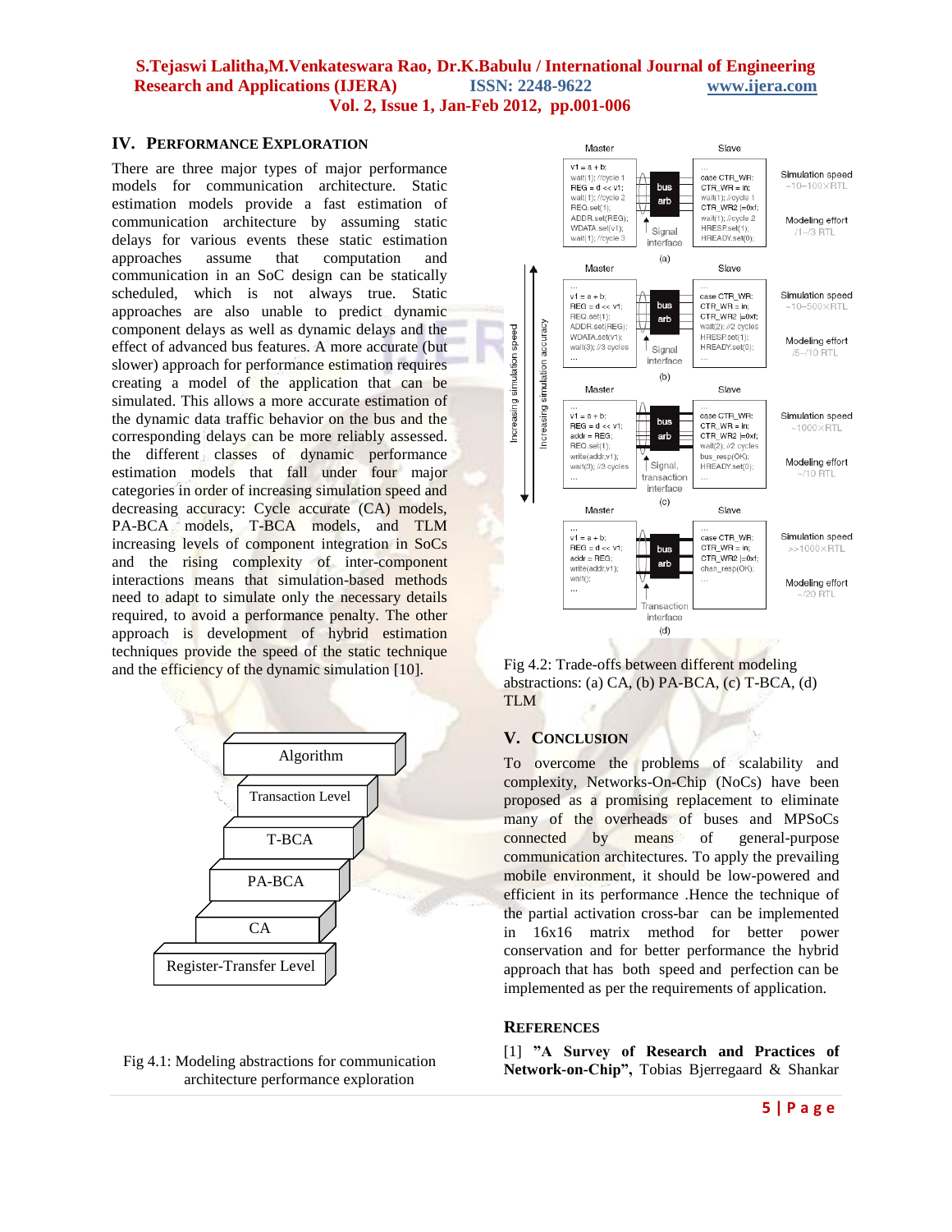## IV. PERFORMANCE EXPLORATION

There are three major types of major performance models for communication architecture. Static estimation models provide a fast estimation of communication architecture by assuming static delays for various events these static estimation approaches assume that computation and communication in an SoC design can be statically scheduled, which is not always true. Static approaches are also unable to predict dynamic component delays as well as dynamic delays and the effect of advanced bus features. A more accurate (but slower) approach for performance estimation requires creating a model of the application that can be simulated. This allows a more accurate estimation of the dynamic data traffic behavior on the bus and the corresponding delays can be more reliably assessed. the different classes of dynamic performance estimation models that fall under four major categories in order of increasing simulation speed and decreasing accuracy: Cycle accurate (CA) models, PA-BCA models, T-BCA models, and TLM increasing levels of component integration in SoCs and the rising complexity of inter-component interactions means that simulation-based methods need to adapt to simulate only the necessary details required, to avoid a performance penalty. The other approach is development of hybrid estimation techniques provide the speed of the static technique and the efficiency of the dynamic simulation [10].

Fig 4.1: Modeling abstractions for communication architecture performance exploration

Fig 4.2: Trade-offs between different modeling abstractions: (a) CA, (b) PA-BCA, (c) T-BCA, (d) TLM

## V. CONCLUSION

To overcome the problems of scalability and complexity, Networks-On-Chip (NoCs) have been proposed as a promising replacement to eliminate many of the overheads of buses and MPSoCs connected by means of general-purpose communication architectures. To apply the prevailing mobile environment, it should be low-powered and efficient in its performance .Hence the technique of the partial activation cross-bar can be implemented in 16x16 matrix method for better power conservation and for better performance the hybrid approach that has both speed and perfection can be implemented as per the requirements of application.

## REFERENCES

[1] **"A Survey of Research and Practices of Network-on-Chip"**, Tobias Bjerregaard & Shankar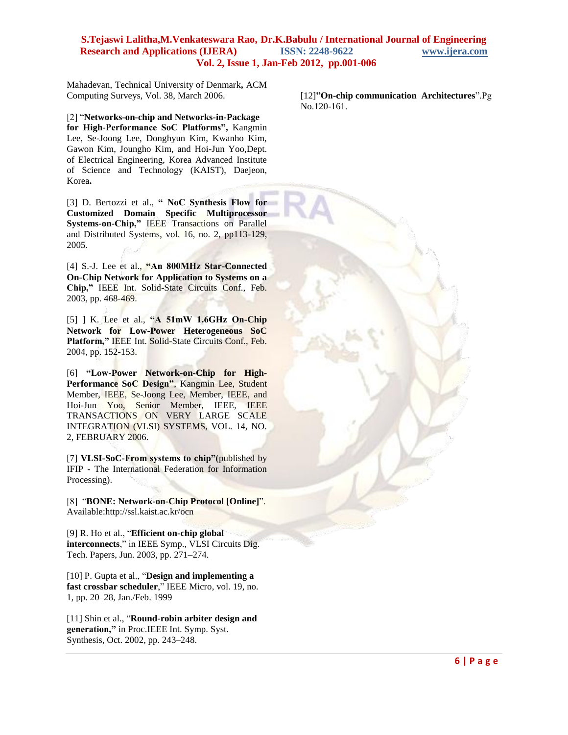Mahadevan, Technical University of Denmark**,** ACM Computing Surveys, Vol. 38, March 2006.

[2] "**Networks-on-chip and Networks-in-Package for High-Performance SoC Platforms",** Kangmin Lee, Se-Joong Lee, Donghyun Kim, Kwanho Kim, Gawon Kim, Joungho Kim, and Hoi-Jun Yoo,Dept. of Electrical Engineering, Korea Advanced Institute of Science and Technology (KAIST), Daejeon, Korea**.**

[3] D. Bertozzi et al., **" NoC Synthesis Flow for Customized Domain Specific Multiprocessor Systems-on-Chip,"** IEEE Transactions on Parallel and Distributed Systems, vol. 16, no. 2, pp113-129, 2005.

[4] S.-J. Lee et al., **"An 800MHz Star-Connected On-Chip Network for Application to Systems on a Chip,"** IEEE Int. Solid-State Circuits Conf., Feb. 2003, pp. 468-469.

[5] ] K. Lee et al., **"A 51mW 1.6GHz On-Chip Network for Low-Power Heterogeneous SoC Platform,"** IEEE Int. Solid-State Circuits Conf., Feb. 2004, pp. 152-153.

[6] **"Low-Power Network-on-Chip for High-Performance SoC Design"**, Kangmin Lee, Student Member, IEEE, Se-Joong Lee, Member, IEEE, and Hoi-Jun Yoo, Senior Member, IEEE, IEEE TRANSACTIONS ON VERY LARGE SCALE INTEGRATION (VLSI) SYSTEMS, VOL. 14, NO. 2, FEBRUARY 2006.

[7] **VLSI-SoC-From systems to chip"(**published by IFIP - The International Federation for Information Processing).

[8] "**BONE: Network-on-Chip Protocol [Online]**". Available:http://ssl.kaist.ac.kr/ocn

[9] R. Ho et al., "**Efficient on-chip global interconnects**," in IEEE Symp., VLSI Circuits Dig. Tech. Papers, Jun. 2003, pp. 271–274.

[10] P. Gupta et al., "**Design and implementing a fast crossbar scheduler**," IEEE Micro, vol. 19, no. 1, pp. 20–28, Jan./Feb. 1999

[11] Shin et al., "**Round-robin arbiter design and generation,"** in Proc.IEEE Int. Symp. Syst. Synthesis, Oct. 2002, pp. 243–248.

[12]**"On-chip communication Architectures**".Pg No.120-161.